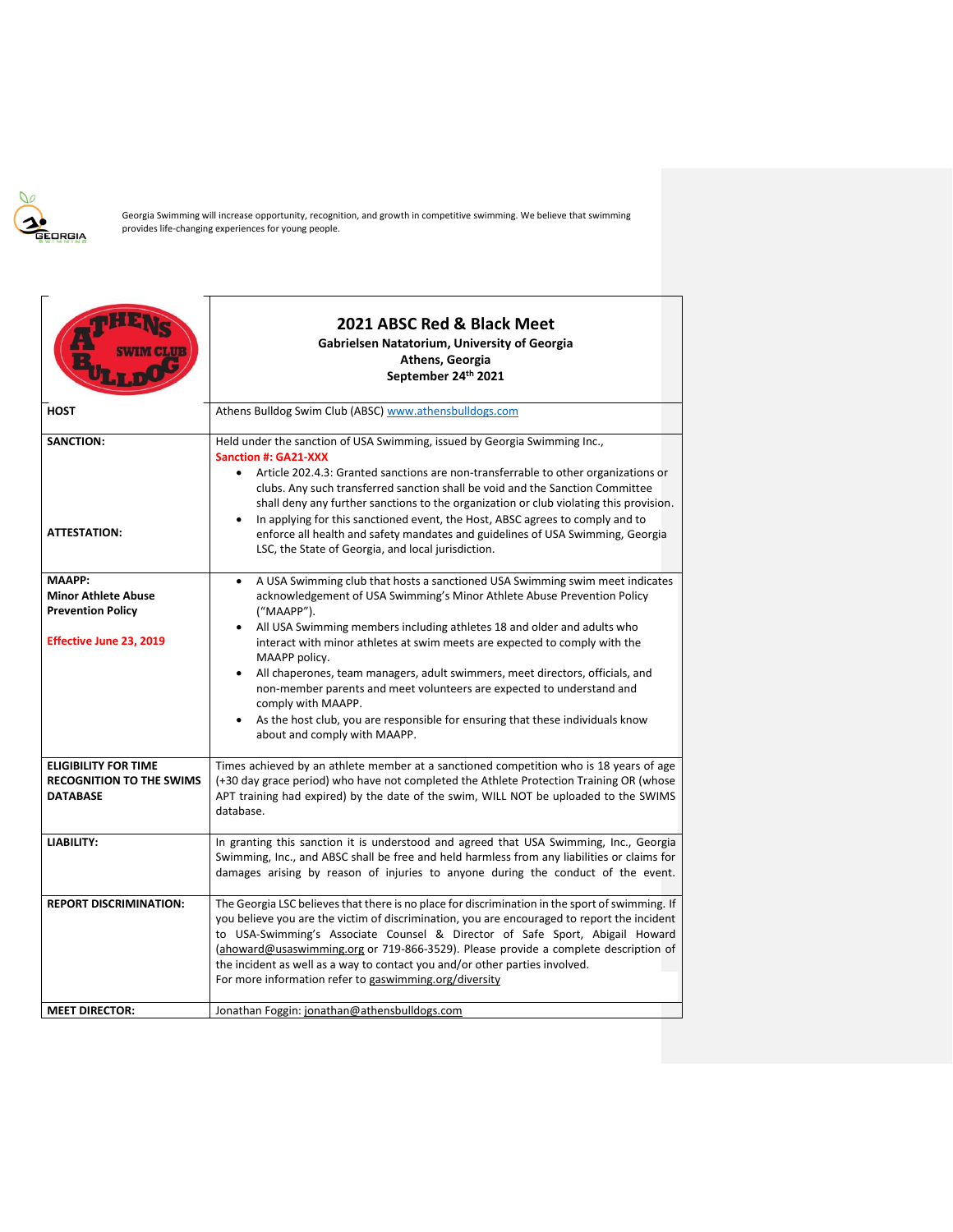Georgia Swimming will increase opportunity, recognition, and growth in competitive swimming. We believe that swimming provides life-changing experiences for young people.

# 2021 ABSC Red & Black Meet

**Gabrielsen Natatorium, University of Georgia**
**Athens, Georgia**
**September 24th 2021**

| | |
|---|---|
| **HOST** | Athens Bulldog Swim Club (ABSC) www.athensbulldogs.com |
| **SANCTION:** | Held under the sanction of USA Swimming, issued by Georgia Swimming Inc., **Sanction #: GA21-XXX** <br> • Article 202.4.3: Granted sanctions are non-transferrable to other organizations or clubs. Any such transferred sanction shall be void and the Sanction Committee shall deny any further sanctions to the organization or club violating this provision. |
| **ATTESTATION:** | • In applying for this sanctioned event, the Host, ABSC agrees to comply and to enforce all health and safety mandates and guidelines of USA Swimming, Georgia LSC, the State of Georgia, and local jurisdiction. |
| **MAAPP: Minor Athlete Abuse Prevention Policy** <br> **Effective June 23, 2019** | • A USA Swimming club that hosts a sanctioned USA Swimming swim meet indicates acknowledgement of USA Swimming's Minor Athlete Abuse Prevention Policy ("MAAPP"). <br> • All USA Swimming members including athletes 18 and older and adults who interact with minor athletes at swim meets are expected to comply with the MAAPP policy. <br> • All chaperones, team managers, adult swimmers, meet directors, officials, and non-member parents and meet volunteers are expected to understand and comply with MAAPP. <br> • As the host club, you are responsible for ensuring that these individuals know about and comply with MAAPP. |
| **ELIGIBILITY FOR TIME RECOGNITION TO THE SWIMS DATABASE** | Times achieved by an athlete member at a sanctioned competition who is 18 years of age (+30 day grace period) who have not completed the Athlete Protection Training OR (whose APT training had expired) by the date of the swim, WILL NOT be uploaded to the SWIMS database. |
| **LIABILITY:** | In granting this sanction it is understood and agreed that USA Swimming, Inc., Georgia Swimming, Inc., and ABSC shall be free and held harmless from any liabilities or claims for damages arising by reason of injuries to anyone during the conduct of the event. |
| **REPORT DISCRIMINATION:** | The Georgia LSC believes that there is no place for discrimination in the sport of swimming. If you believe you are the victim of discrimination, you are encouraged to report the incident to USA-Swimming's Associate Counsel & Director of Safe Sport, Abigail Howard (ahoward@usaswimming.org or 719-866-3529). Please provide a complete description of the incident as well as a way to contact you and/or other parties involved. <br> For more information refer to gaswimming.org/diversity |
| **MEET DIRECTOR:** | Jonathan Foggin: jonathan@athensbulldogs.com |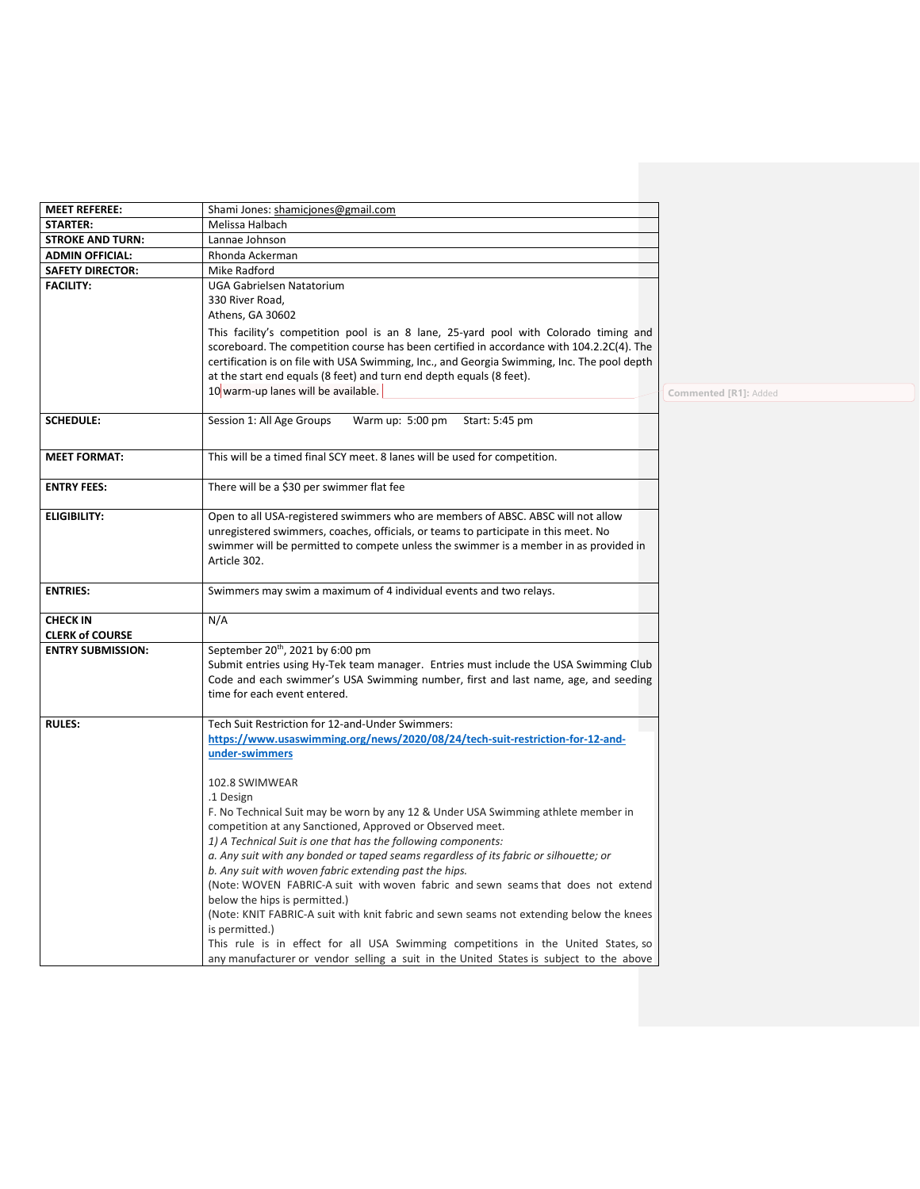| | |
|---|---|
| **MEET REFEREE:** | Shami Jones: shamicjones@gmail.com |
| **STARTER:** | Melissa Halbach |
| **STROKE AND TURN:** | Lannae Johnson |
| **ADMIN OFFICIAL:** | Rhonda Ackerman |
| **SAFETY DIRECTOR:** | Mike Radford |
| **FACILITY:** | UGA Gabrielsen Natatorium<br>330 River Road,<br>Athens, GA 30602<br>This facility's competition pool is an 8 lane, 25-yard pool with Colorado timing and scoreboard. The competition course has been certified in accordance with 104.2.2C(4). The certification is on file with USA Swimming, Inc., and Georgia Swimming, Inc. The pool depth at the start end equals (8 feet) and turn end depth equals (8 feet).<br>10 warm-up lanes will be available. |
| **SCHEDULE:** | Session 1: All Age Groups Warm up: 5:00 pm Start: 5:45 pm |
| **MEET FORMAT:** | This will be a timed final SCY meet. 8 lanes will be used for competition. |
| **ENTRY FEES:** | There will be a $30 per swimmer flat fee |
| **ELIGIBILITY:** | Open to all USA-registered swimmers who are members of ABSC. ABSC will not allow unregistered swimmers, coaches, officials, or teams to participate in this meet. No swimmer will be permitted to compete unless the swimmer is a member in as provided in Article 302. |
| **ENTRIES:** | Swimmers may swim a maximum of 4 individual events and two relays. |
| **CHECK IN**<br>**CLERK of COURSE** | N/A |
| **ENTRY SUBMISSION:** | September 20th, 2021 by 6:00 pm<br>Submit entries using Hy-Tek team manager. Entries must include the USA Swimming Club Code and each swimmer's USA Swimming number, first and last name, age, and seeding time for each event entered. |
| **RULES:** | Tech Suit Restriction for 12-and-Under Swimmers:<br>**https://www.usaswimming.org/news/2020/08/24/tech-suit-restriction-for-12-and-under-swimmers**<br><br>102.8 SWIMWEAR<br>.1 Design<br>F. No Technical Suit may be worn by any 12 & Under USA Swimming athlete member in competition at any Sanctioned, Approved or Observed meet.<br>*1) A Technical Suit is one that has the following components:*<br>*a. Any suit with any bonded or taped seams regardless of its fabric or silhouette; or*<br>*b. Any suit with woven fabric extending past the hips.*<br>(Note: WOVEN FABRIC-A suit with woven fabric and sewn seams that does not extend below the hips is permitted.)<br>(Note: KNIT FABRIC-A suit with knit fabric and sewn seams not extending below the knees is permitted.)<br>This rule is in effect for all USA Swimming competitions in the United States, so any manufacturer or vendor selling a suit in the United States is subject to the above |

Commented [R1]: Added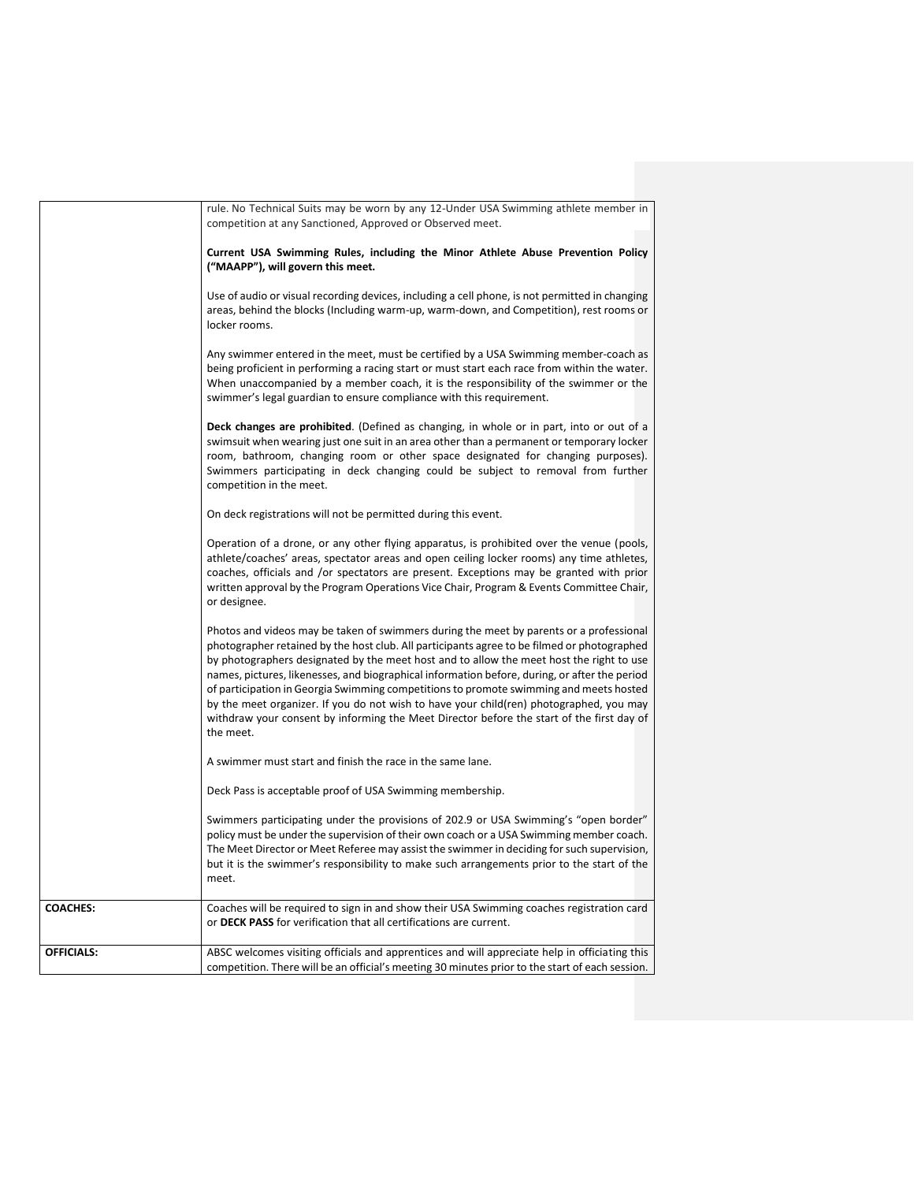| | |
|---|---|
| | rule. No Technical Suits may be worn by any 12-Under USA Swimming athlete member in competition at any Sanctioned, Approved or Observed meet.<br><br>**Current USA Swimming Rules, including the Minor Athlete Abuse Prevention Policy ("MAAPP"), will govern this meet.**<br><br>Use of audio or visual recording devices, including a cell phone, is not permitted in changing areas, behind the blocks (Including warm-up, warm-down, and Competition), rest rooms or locker rooms.<br><br>Any swimmer entered in the meet, must be certified by a USA Swimming member-coach as being proficient in performing a racing start or must start each race from within the water. When unaccompanied by a member coach, it is the responsibility of the swimmer or the swimmer's legal guardian to ensure compliance with this requirement.<br><br>**Deck changes are prohibited**. (Defined as changing, in whole or in part, into or out of a swimsuit when wearing just one suit in an area other than a permanent or temporary locker room, bathroom, changing room or other space designated for changing purposes). Swimmers participating in deck changing could be subject to removal from further competition in the meet.<br><br>On deck registrations will not be permitted during this event.<br><br>Operation of a drone, or any other flying apparatus, is prohibited over the venue (pools, athlete/coaches' areas, spectator areas and open ceiling locker rooms) any time athletes, coaches, officials and /or spectators are present. Exceptions may be granted with prior written approval by the Program Operations Vice Chair, Program & Events Committee Chair, or designee.<br><br>Photos and videos may be taken of swimmers during the meet by parents or a professional photographer retained by the host club. All participants agree to be filmed or photographed by photographers designated by the meet host and to allow the meet host the right to use names, pictures, likenesses, and biographical information before, during, or after the period of participation in Georgia Swimming competitions to promote swimming and meets hosted by the meet organizer. If you do not wish to have your child(ren) photographed, you may withdraw your consent by informing the Meet Director before the start of the first day of the meet.<br><br>A swimmer must start and finish the race in the same lane.<br><br>Deck Pass is acceptable proof of USA Swimming membership.<br><br>Swimmers participating under the provisions of 202.9 or USA Swimming's "open border" policy must be under the supervision of their own coach or a USA Swimming member coach. The Meet Director or Meet Referee may assist the swimmer in deciding for such supervision, but it is the swimmer's responsibility to make such arrangements prior to the start of the meet. |
| **COACHES:** | Coaches will be required to sign in and show their USA Swimming coaches registration card or **DECK PASS** for verification that all certifications are current. |
| **OFFICIALS:** | ABSC welcomes visiting officials and apprentices and will appreciate help in officiating this competition. There will be an official's meeting 30 minutes prior to the start of each session. |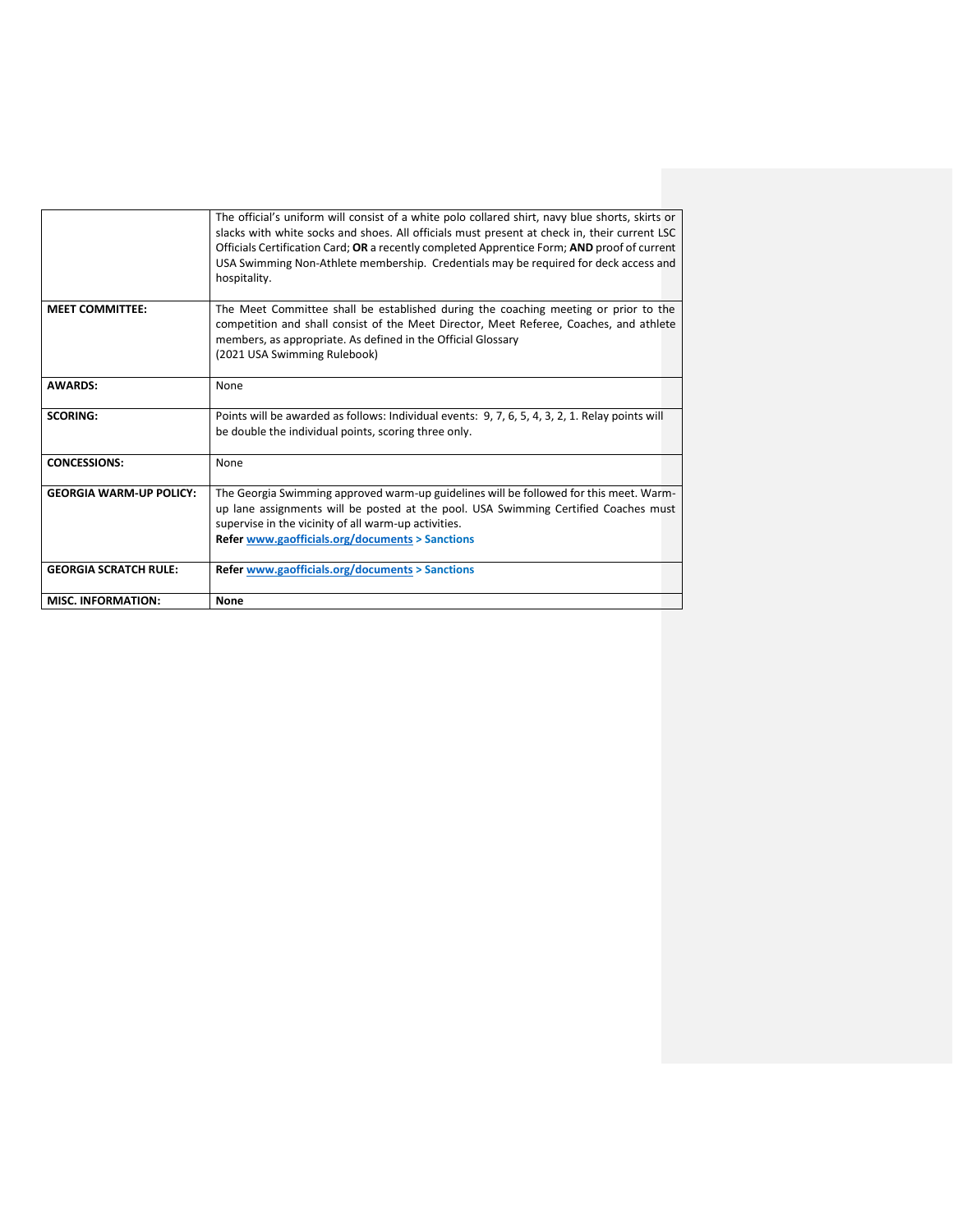|  |  |
|---|---|
|  | The official's uniform will consist of a white polo collared shirt, navy blue shorts, skirts or slacks with white socks and shoes. All officials must present at check in, their current LSC Officials Certification Card; **OR** a recently completed Apprentice Form; **AND** proof of current USA Swimming Non-Athlete membership. Credentials may be required for deck access and hospitality. |
| **MEET COMMITTEE:** | The Meet Committee shall be established during the coaching meeting or prior to the competition and shall consist of the Meet Director, Meet Referee, Coaches, and athlete members, as appropriate. As defined in the Official Glossary (2021 USA Swimming Rulebook) |
| **AWARDS:** | None |
| **SCORING:** | Points will be awarded as follows: Individual events: 9, 7, 6, 5, 4, 3, 2, 1. Relay points will be double the individual points, scoring three only. |
| **CONCESSIONS:** | None |
| **GEORGIA WARM-UP POLICY:** | The Georgia Swimming approved warm-up guidelines will be followed for this meet. Warm-up lane assignments will be posted at the pool. USA Swimming Certified Coaches must supervise in the vicinity of all warm-up activities. **Refer www.gaofficials.org/documents > Sanctions** |
| **GEORGIA SCRATCH RULE:** | **Refer www.gaofficials.org/documents > Sanctions** |
| **MISC. INFORMATION:** | **None** |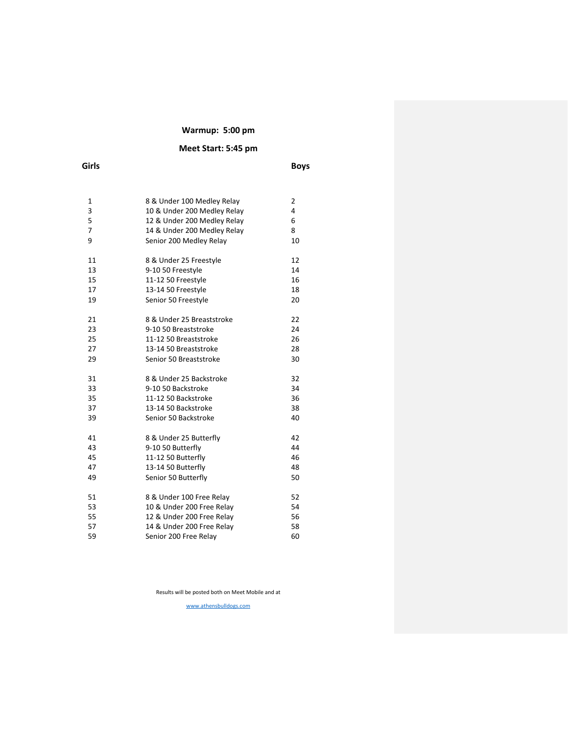**Warmup: 5:00 pm**

**Meet Start: 5:45 pm**

| Girls | | Boys |
|---|---|---|
| 1 | 8 & Under 100 Medley Relay | 2 |
| 3 | 10 & Under 200 Medley Relay | 4 |
| 5 | 12 & Under 200 Medley Relay | 6 |
| 7 | 14 & Under 200 Medley Relay | 8 |
| 9 | Senior 200 Medley Relay | 10 |
| 11 | 8 & Under 25 Freestyle | 12 |
| 13 | 9-10 50 Freestyle | 14 |
| 15 | 11-12 50 Freestyle | 16 |
| 17 | 13-14 50 Freestyle | 18 |
| 19 | Senior 50 Freestyle | 20 |
| 21 | 8 & Under 25 Breaststroke | 22 |
| 23 | 9-10 50 Breaststroke | 24 |
| 25 | 11-12 50 Breaststroke | 26 |
| 27 | 13-14 50 Breaststroke | 28 |
| 29 | Senior 50 Breaststroke | 30 |
| 31 | 8 & Under 25 Backstroke | 32 |
| 33 | 9-10 50 Backstroke | 34 |
| 35 | 11-12 50 Backstroke | 36 |
| 37 | 13-14 50 Backstroke | 38 |
| 39 | Senior 50 Backstroke | 40 |
| 41 | 8 & Under 25 Butterfly | 42 |
| 43 | 9-10 50 Butterfly | 44 |
| 45 | 11-12 50 Butterfly | 46 |
| 47 | 13-14 50 Butterfly | 48 |
| 49 | Senior 50 Butterfly | 50 |
| 51 | 8 & Under 100 Free Relay | 52 |
| 53 | 10 & Under 200 Free Relay | 54 |
| 55 | 12 & Under 200 Free Relay | 56 |
| 57 | 14 & Under 200 Free Relay | 58 |
| 59 | Senior 200 Free Relay | 60 |

Results will be posted both on Meet Mobile and at

www.athensbulldogs.com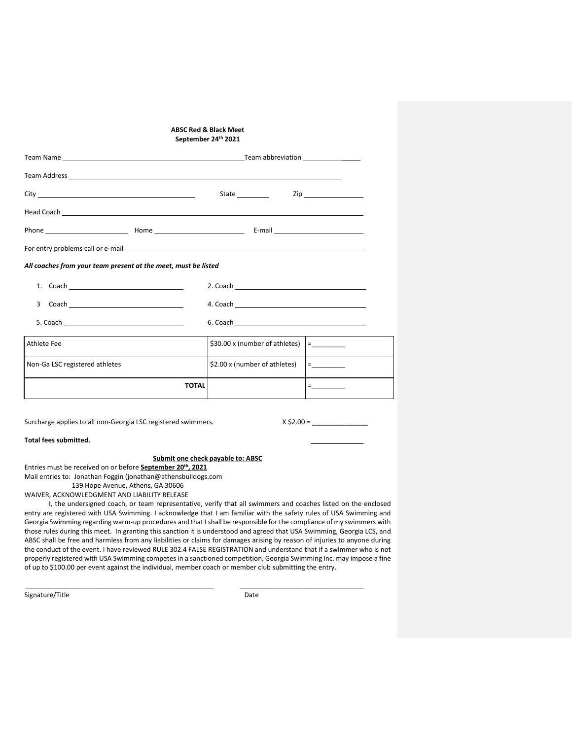**ABSC Red & Black Meet**
**September 24th 2021**

Team Name ______________________________________________ Team abbreviation ______________

Team Address ______________________________________________________________

City ________________________________ State ________ Zip ______________

Head Coach ______________________________________________________________

Phone ____________________ Home ______________________ E-mail ______________________

For entry problems call or e-mail ______________________________________________________

***All coaches from your team present at the meet, must be listed***

1. Coach ____________________________ 2. Coach ________________________________
3 Coach ____________________________ 4. Coach ________________________________
5. Coach ____________________________ 6. Coach ________________________________

| | | |
|---|---|---|
| Athlete Fee | $30.00 x (number of athletes) | =_________ |
| Non-Ga LSC registered athletes | $2.00 x (number of athletes) | =_________ |
| **TOTAL** | | =_________ |

Surcharge applies to all non-Georgia LSC registered swimmers. X $2.00 = ______________

**Total fees submitted.** ______________

**Submit one check payable to: ABSC**

Entries must be received on or before **September 20th, 2021**

Mail entries to: Jonathan Foggin (jonathan@athensbulldogs.com
139 Hope Avenue, Athens, GA 30606

WAIVER, ACKNOWLEDGMENT AND LIABILITY RELEASE

I, the undersigned coach, or team representative, verify that all swimmers and coaches listed on the enclosed entry are registered with USA Swimming. I acknowledge that I am familiar with the safety rules of USA Swimming and Georgia Swimming regarding warm-up procedures and that I shall be responsible for the compliance of my swimmers with those rules during this meet. In granting this sanction it is understood and agreed that USA Swimming, Georgia LCS, and ABSC shall be free and harmless from any liabilities or claims for damages arising by reason of injuries to anyone during the conduct of the event. I have reviewed RULE 302.4 FALSE REGISTRATION and understand that if a swimmer who is not properly registered with USA Swimming competes in a sanctioned competition, Georgia Swimming Inc. may impose a fine of up to $100.00 per event against the individual, member coach or member club submitting the entry.

______________________________________________ ________________________________

Signature/Title Date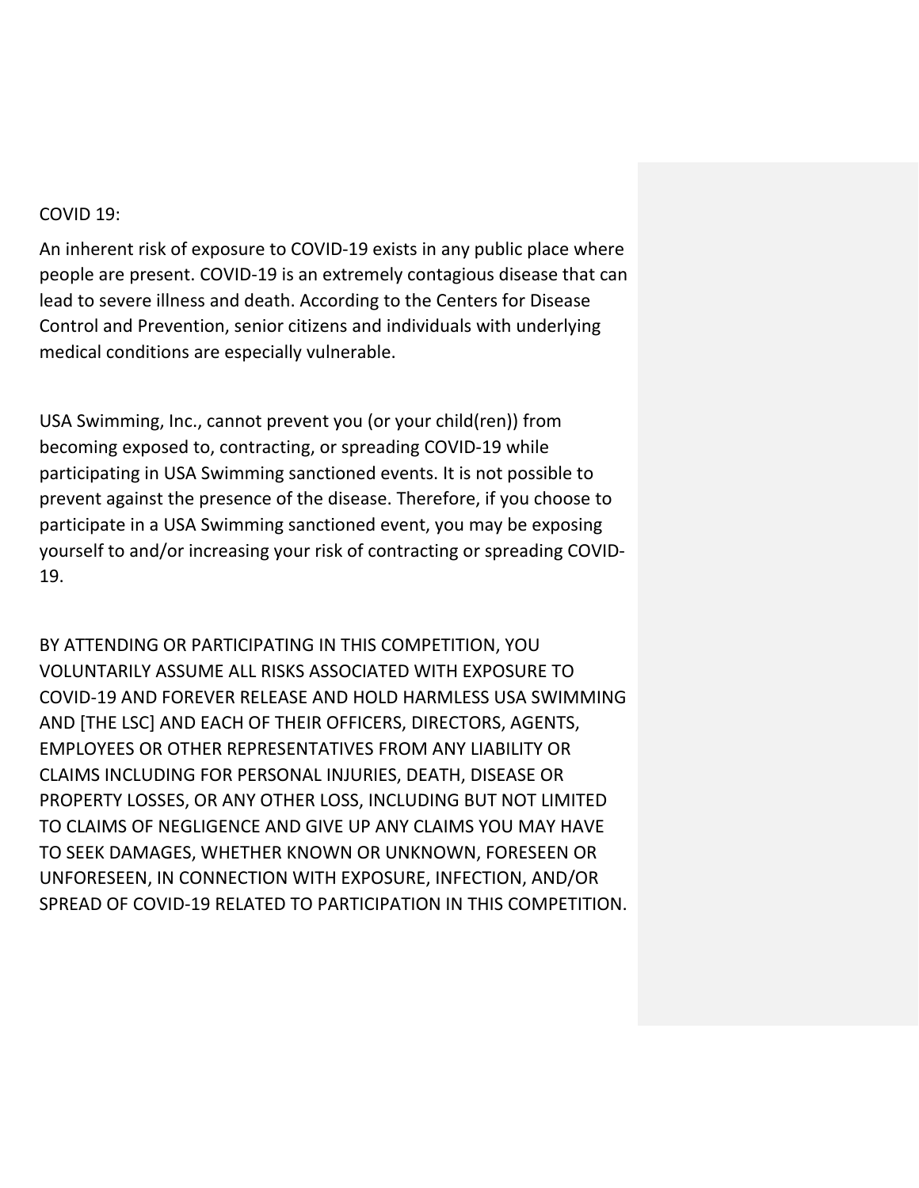COVID 19:

An inherent risk of exposure to COVID-19 exists in any public place where people are present. COVID-19 is an extremely contagious disease that can lead to severe illness and death. According to the Centers for Disease Control and Prevention, senior citizens and individuals with underlying medical conditions are especially vulnerable.

USA Swimming, Inc., cannot prevent you (or your child(ren)) from becoming exposed to, contracting, or spreading COVID-19 while participating in USA Swimming sanctioned events. It is not possible to prevent against the presence of the disease. Therefore, if you choose to participate in a USA Swimming sanctioned event, you may be exposing yourself to and/or increasing your risk of contracting or spreading COVID-19.

BY ATTENDING OR PARTICIPATING IN THIS COMPETITION, YOU VOLUNTARILY ASSUME ALL RISKS ASSOCIATED WITH EXPOSURE TO COVID-19 AND FOREVER RELEASE AND HOLD HARMLESS USA SWIMMING AND [THE LSC] AND EACH OF THEIR OFFICERS, DIRECTORS, AGENTS, EMPLOYEES OR OTHER REPRESENTATIVES FROM ANY LIABILITY OR CLAIMS INCLUDING FOR PERSONAL INJURIES, DEATH, DISEASE OR PROPERTY LOSSES, OR ANY OTHER LOSS, INCLUDING BUT NOT LIMITED TO CLAIMS OF NEGLIGENCE AND GIVE UP ANY CLAIMS YOU MAY HAVE TO SEEK DAMAGES, WHETHER KNOWN OR UNKNOWN, FORESEEN OR UNFORESEEN, IN CONNECTION WITH EXPOSURE, INFECTION, AND/OR SPREAD OF COVID-19 RELATED TO PARTICIPATION IN THIS COMPETITION.